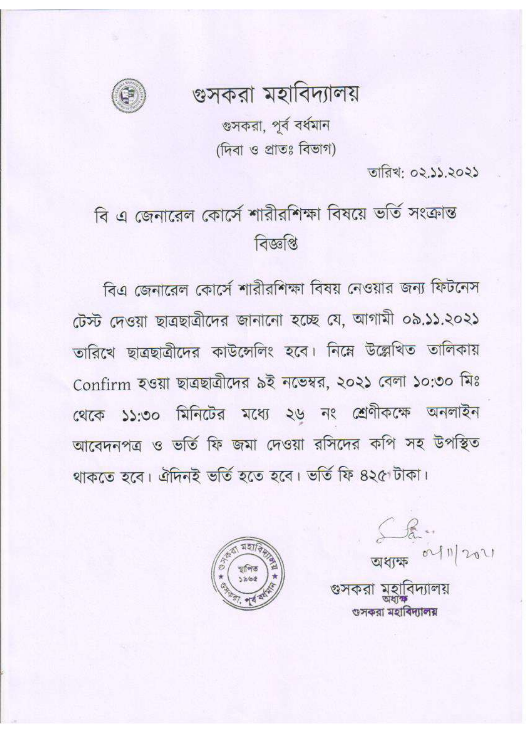# গুসকরা মহাবিদ্যালয়

গুসকরা, পূর্ব বর্ধমান

(দিবা ও প্রাতঃ বিভাগ)

তারিখ: ০২.১১.২০২১

## বি এ জেনারেল কোর্সে শারীরশিক্ষা বিষয়ে ভর্তি সংক্রান্ত বিজ্ঞপ্তি

বিএ জেনারেল কোর্সে শারীরশিক্ষা বিষয় নেওয়ার জন্য ফিটনেস টেস্ট দেওয়া ছাত্রছাত্রীদের জানানো হচ্ছে যে, আগামী ০৯.১১.২০২১ তারিখে ছাত্রছাত্রীদের কাউন্সেলিং হবে। নিম্নে উল্লেখিত তালিকায় Confirm হওয়া ছাত্রছাত্রীদের ৯ই নভেম্বর, ২০২১ বেলা ১০:৩০ মিঃ থেকে ১১:৩০ মিনিটের মধ্যে ২৬ নং শ্রেণীকক্ষে অনলাইন আবেদনপত্র ও ভর্তি ফি জমা দেওয়া রসিদের কপি সহ উপস্থিত থাকতে হবে। ঐদিনই ভর্তি হতে হবে। ভর্তি ফি ৪২৫ টাকা।

০২/১১/২০২১

অধ্যক্ষ

গুসকরা মহাবিদ্যালয়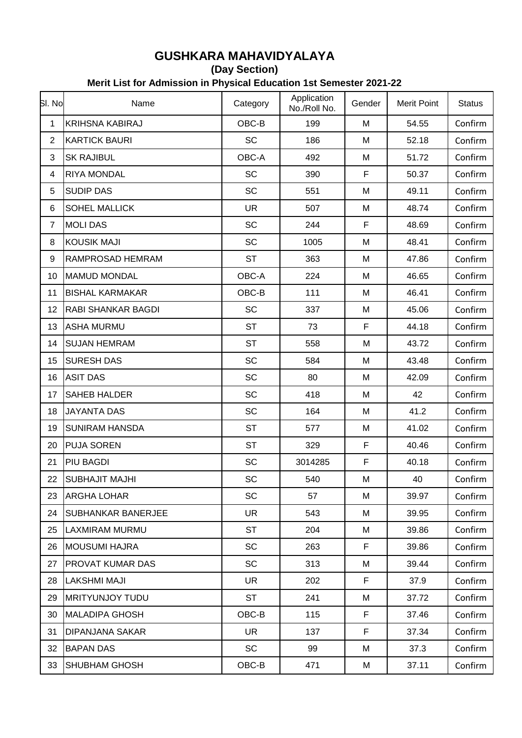# GUSHKARA MAHAVIDYALAYA

## (Day Section)

### Merit List for Admission in Physical Education 1st Semester 2021-22

| Sl. No | Name | Category | Application No./Roll No. | Gender | Merit Point | Status |
|---|---|---|---|---|---|---|
| 1 | KRIHSNA KABIRAJ | OBC-B | 199 | M | 54.55 | Confirm |
| 2 | KARTICK BAURI | SC | 186 | M | 52.18 | Confirm |
| 3 | SK RAJIBUL | OBC-A | 492 | M | 51.72 | Confirm |
| 4 | RIYA MONDAL | SC | 390 | F | 50.37 | Confirm |
| 5 | SUDIP DAS | SC | 551 | M | 49.11 | Confirm |
| 6 | SOHEL MALLICK | UR | 507 | M | 48.74 | Confirm |
| 7 | MOLI DAS | SC | 244 | F | 48.69 | Confirm |
| 8 | KOUSIK MAJI | SC | 1005 | M | 48.41 | Confirm |
| 9 | RAMPROSAD HEMRAM | ST | 363 | M | 47.86 | Confirm |
| 10 | MAMUD MONDAL | OBC-A | 224 | M | 46.65 | Confirm |
| 11 | BISHAL KARMAKAR | OBC-B | 111 | M | 46.41 | Confirm |
| 12 | RABI SHANKAR BAGDI | SC | 337 | M | 45.06 | Confirm |
| 13 | ASHA MURMU | ST | 73 | F | 44.18 | Confirm |
| 14 | SUJAN HEMRAM | ST | 558 | M | 43.72 | Confirm |
| 15 | SURESH DAS | SC | 584 | M | 43.48 | Confirm |
| 16 | ASIT DAS | SC | 80 | M | 42.09 | Confirm |
| 17 | SAHEB HALDER | SC | 418 | M | 42 | Confirm |
| 18 | JAYANTA DAS | SC | 164 | M | 41.2 | Confirm |
| 19 | SUNIRAM HANSDA | ST | 577 | M | 41.02 | Confirm |
| 20 | PUJA SOREN | ST | 329 | F | 40.46 | Confirm |
| 21 | PIU BAGDI | SC | 3014285 | F | 40.18 | Confirm |
| 22 | SUBHAJIT MAJHI | SC | 540 | M | 40 | Confirm |
| 23 | ARGHA LOHAR | SC | 57 | M | 39.97 | Confirm |
| 24 | SUBHANKAR BANERJEE | UR | 543 | M | 39.95 | Confirm |
| 25 | LAXMIRAM MURMU | ST | 204 | M | 39.86 | Confirm |
| 26 | MOUSUMI HAJRA | SC | 263 | F | 39.86 | Confirm |
| 27 | PROVAT KUMAR DAS | SC | 313 | M | 39.44 | Confirm |
| 28 | LAKSHMI MAJI | UR | 202 | F | 37.9 | Confirm |
| 29 | MRITYUNJOY TUDU | ST | 241 | M | 37.72 | Confirm |
| 30 | MALADIPA GHOSH | OBC-B | 115 | F | 37.46 | Confirm |
| 31 | DIPANJANA SAKAR | UR | 137 | F | 37.34 | Confirm |
| 32 | BAPAN DAS | SC | 99 | M | 37.3 | Confirm |
| 33 | SHUBHAM GHOSH | OBC-B | 471 | M | 37.11 | Confirm |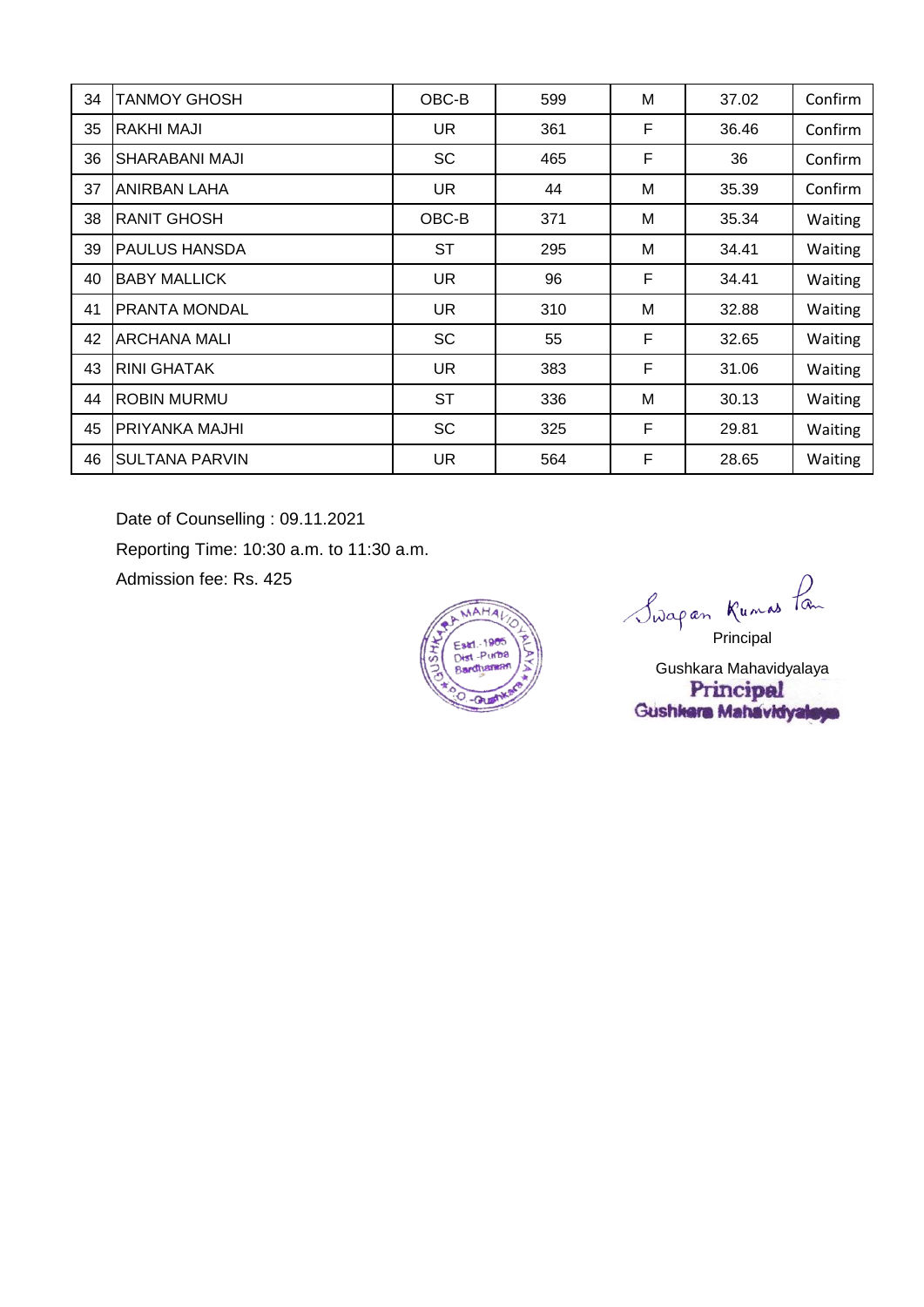| | | | | | | |
|---|---|---|---|---|---|---|
| 34 | TANMOY GHOSH | OBC-B | 599 | M | 37.02 | Confirm |
| 35 | RAKHI MAJI | UR | 361 | F | 36.46 | Confirm |
| 36 | SHARABANI MAJI | SC | 465 | F | 36 | Confirm |
| 37 | ANIRBAN LAHA | UR | 44 | M | 35.39 | Confirm |
| 38 | RANIT GHOSH | OBC-B | 371 | M | 35.34 | Waiting |
| 39 | PAULUS HANSDA | ST | 295 | M | 34.41 | Waiting |
| 40 | BABY MALLICK | UR | 96 | F | 34.41 | Waiting |
| 41 | PRANTA MONDAL | UR | 310 | M | 32.88 | Waiting |
| 42 | ARCHANA MALI | SC | 55 | F | 32.65 | Waiting |
| 43 | RINI GHATAK | UR | 383 | F | 31.06 | Waiting |
| 44 | ROBIN MURMU | ST | 336 | M | 30.13 | Waiting |
| 45 | PRIYANKA MAJHI | SC | 325 | F | 29.81 | Waiting |
| 46 | SULTANA PARVIN | UR | 564 | F | 28.65 | Waiting |

Date of Counselling : 09.11.2021

Reporting Time: 10:30 a.m. to 11:30 a.m.

Admission fee: Rs. 425

Principal

Gushkara Mahavidyalaya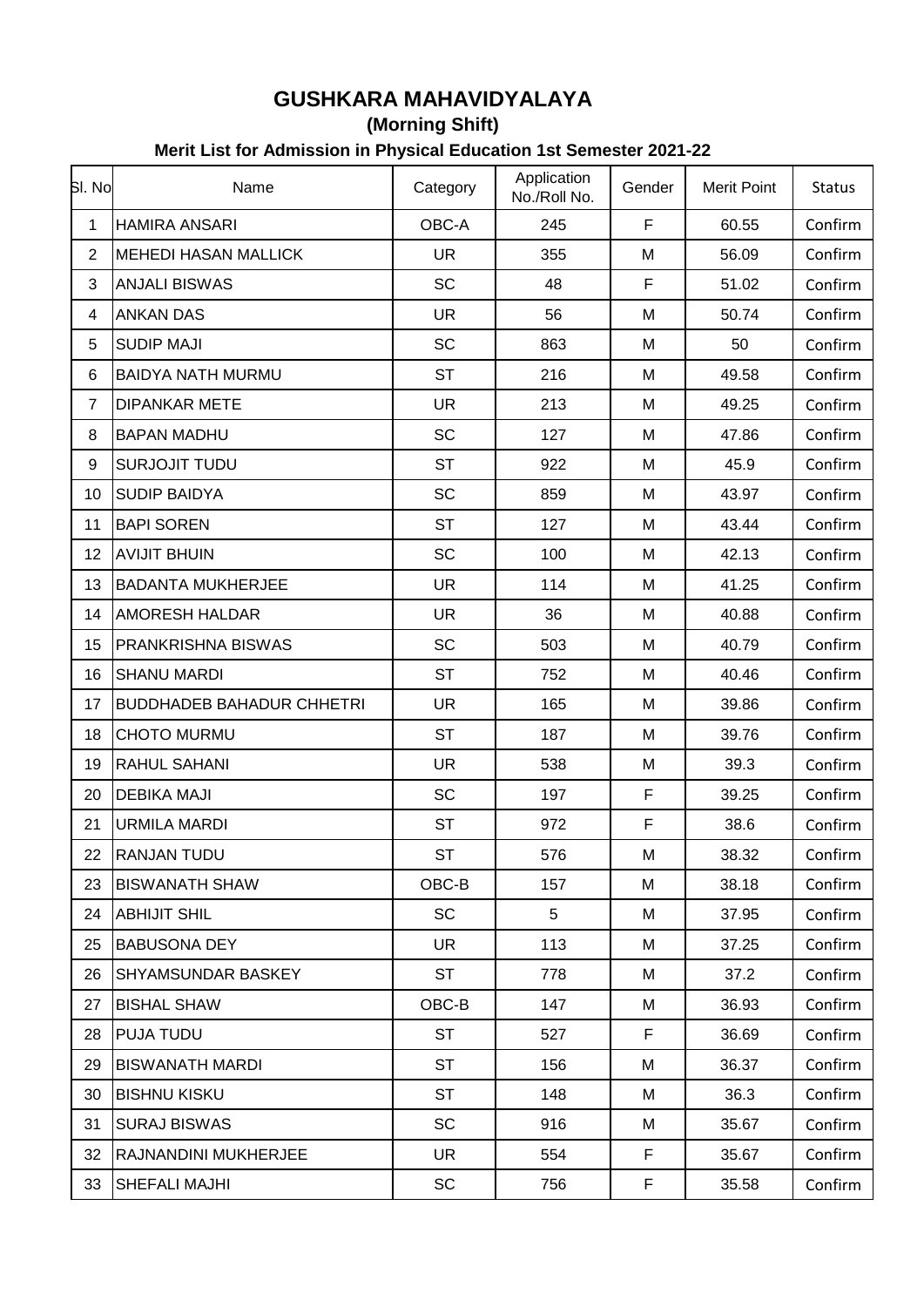# GUSHKARA MAHAVIDYALAYA

## (Morning Shift)

### Merit List for Admission in Physical Education 1st Semester 2021-22

| Sl. No | Name | Category | Application No./Roll No. | Gender | Merit Point | Status |
|---|---|---|---|---|---|---|
| 1 | HAMIRA ANSARI | OBC-A | 245 | F | 60.55 | Confirm |
| 2 | MEHEDI HASAN MALLICK | UR | 355 | M | 56.09 | Confirm |
| 3 | ANJALI BISWAS | SC | 48 | F | 51.02 | Confirm |
| 4 | ANKAN DAS | UR | 56 | M | 50.74 | Confirm |
| 5 | SUDIP MAJI | SC | 863 | M | 50 | Confirm |
| 6 | BAIDYA NATH MURMU | ST | 216 | M | 49.58 | Confirm |
| 7 | DIPANKAR METE | UR | 213 | M | 49.25 | Confirm |
| 8 | BAPAN MADHU | SC | 127 | M | 47.86 | Confirm |
| 9 | SURJOJIT TUDU | ST | 922 | M | 45.9 | Confirm |
| 10 | SUDIP BAIDYA | SC | 859 | M | 43.97 | Confirm |
| 11 | BAPI SOREN | ST | 127 | M | 43.44 | Confirm |
| 12 | AVIJIT BHUIN | SC | 100 | M | 42.13 | Confirm |
| 13 | BADANTA MUKHERJEE | UR | 114 | M | 41.25 | Confirm |
| 14 | AMORESH HALDAR | UR | 36 | M | 40.88 | Confirm |
| 15 | PRANKRISHNA BISWAS | SC | 503 | M | 40.79 | Confirm |
| 16 | SHANU MARDI | ST | 752 | M | 40.46 | Confirm |
| 17 | BUDDHADEB BAHADUR CHHETRI | UR | 165 | M | 39.86 | Confirm |
| 18 | CHOTO MURMU | ST | 187 | M | 39.76 | Confirm |
| 19 | RAHUL SAHANI | UR | 538 | M | 39.3 | Confirm |
| 20 | DEBIKA MAJI | SC | 197 | F | 39.25 | Confirm |
| 21 | URMILA MARDI | ST | 972 | F | 38.6 | Confirm |
| 22 | RANJAN TUDU | ST | 576 | M | 38.32 | Confirm |
| 23 | BISWANATH SHAW | OBC-B | 157 | M | 38.18 | Confirm |
| 24 | ABHIJIT SHIL | SC | 5 | M | 37.95 | Confirm |
| 25 | BABUSONA DEY | UR | 113 | M | 37.25 | Confirm |
| 26 | SHYAMSUNDAR BASKEY | ST | 778 | M | 37.2 | Confirm |
| 27 | BISHAL SHAW | OBC-B | 147 | M | 36.93 | Confirm |
| 28 | PUJA TUDU | ST | 527 | F | 36.69 | Confirm |
| 29 | BISWANATH MARDI | ST | 156 | M | 36.37 | Confirm |
| 30 | BISHNU KISKU | ST | 148 | M | 36.3 | Confirm |
| 31 | SURAJ BISWAS | SC | 916 | M | 35.67 | Confirm |
| 32 | RAJNANDINI MUKHERJEE | UR | 554 | F | 35.67 | Confirm |
| 33 | SHEFALI MAJHI | SC | 756 | F | 35.58 | Confirm |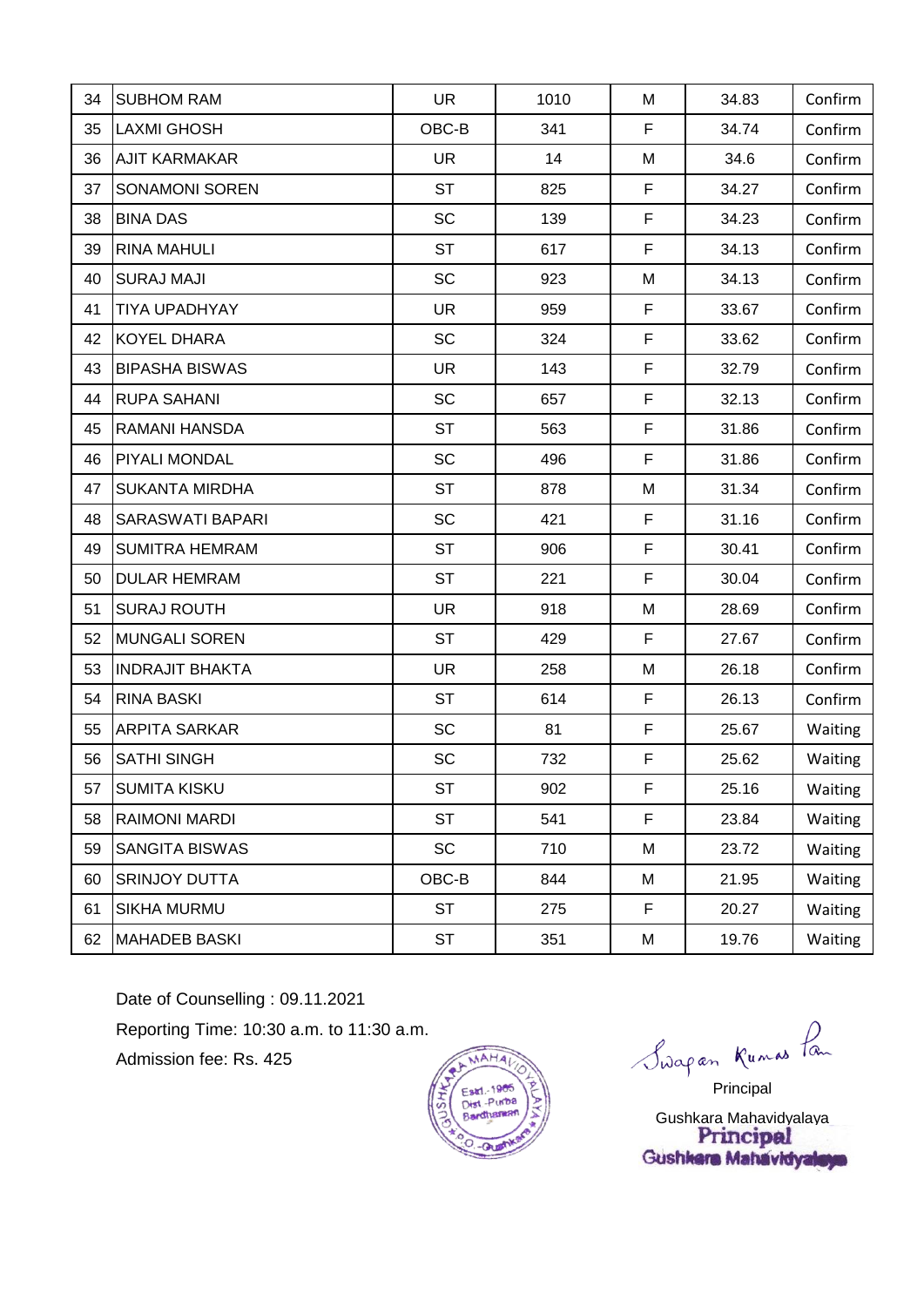| | | | | | | |
|---|---|---|---|---|---|---|
| 34 | SUBHOM RAM | UR | 1010 | M | 34.83 | Confirm |
| 35 | LAXMI GHOSH | OBC-B | 341 | F | 34.74 | Confirm |
| 36 | AJIT KARMAKAR | UR | 14 | M | 34.6 | Confirm |
| 37 | SONAMONI SOREN | ST | 825 | F | 34.27 | Confirm |
| 38 | BINA DAS | SC | 139 | F | 34.23 | Confirm |
| 39 | RINA MAHULI | ST | 617 | F | 34.13 | Confirm |
| 40 | SURAJ MAJI | SC | 923 | M | 34.13 | Confirm |
| 41 | TIYA UPADHYAY | UR | 959 | F | 33.67 | Confirm |
| 42 | KOYEL DHARA | SC | 324 | F | 33.62 | Confirm |
| 43 | BIPASHA BISWAS | UR | 143 | F | 32.79 | Confirm |
| 44 | RUPA SAHANI | SC | 657 | F | 32.13 | Confirm |
| 45 | RAMANI HANSDA | ST | 563 | F | 31.86 | Confirm |
| 46 | PIYALI MONDAL | SC | 496 | F | 31.86 | Confirm |
| 47 | SUKANTA MIRDHA | ST | 878 | M | 31.34 | Confirm |
| 48 | SARASWATI BAPARI | SC | 421 | F | 31.16 | Confirm |
| 49 | SUMITRA HEMRAM | ST | 906 | F | 30.41 | Confirm |
| 50 | DULAR HEMRAM | ST | 221 | F | 30.04 | Confirm |
| 51 | SURAJ ROUTH | UR | 918 | M | 28.69 | Confirm |
| 52 | MUNGALI SOREN | ST | 429 | F | 27.67 | Confirm |
| 53 | INDRAJIT BHAKTA | UR | 258 | M | 26.18 | Confirm |
| 54 | RINA BASKI | ST | 614 | F | 26.13 | Confirm |
| 55 | ARPITA SARKAR | SC | 81 | F | 25.67 | Waiting |
| 56 | SATHI SINGH | SC | 732 | F | 25.62 | Waiting |
| 57 | SUMITA KISKU | ST | 902 | F | 25.16 | Waiting |
| 58 | RAIMONI MARDI | ST | 541 | F | 23.84 | Waiting |
| 59 | SANGITA BISWAS | SC | 710 | M | 23.72 | Waiting |
| 60 | SRINJOY DUTTA | OBC-B | 844 | M | 21.95 | Waiting |
| 61 | SIKHA MURMU | ST | 275 | F | 20.27 | Waiting |
| 62 | MAHADEB BASKI | ST | 351 | M | 19.76 | Waiting |

Date of Counselling : 09.11.2021

Reporting Time: 10:30 a.m. to 11:30 a.m.

Admission fee: Rs. 425

GUSHKARA MAHAVIDYALAYA
Estd.-1965
Dist.-Purba Bardhaman
P.O.-Gushkara

Swapan Kumar Pan

Principal

Gushkara Mahavidyalaya

**Principal**
**Gushkara Mahavidyalaya**